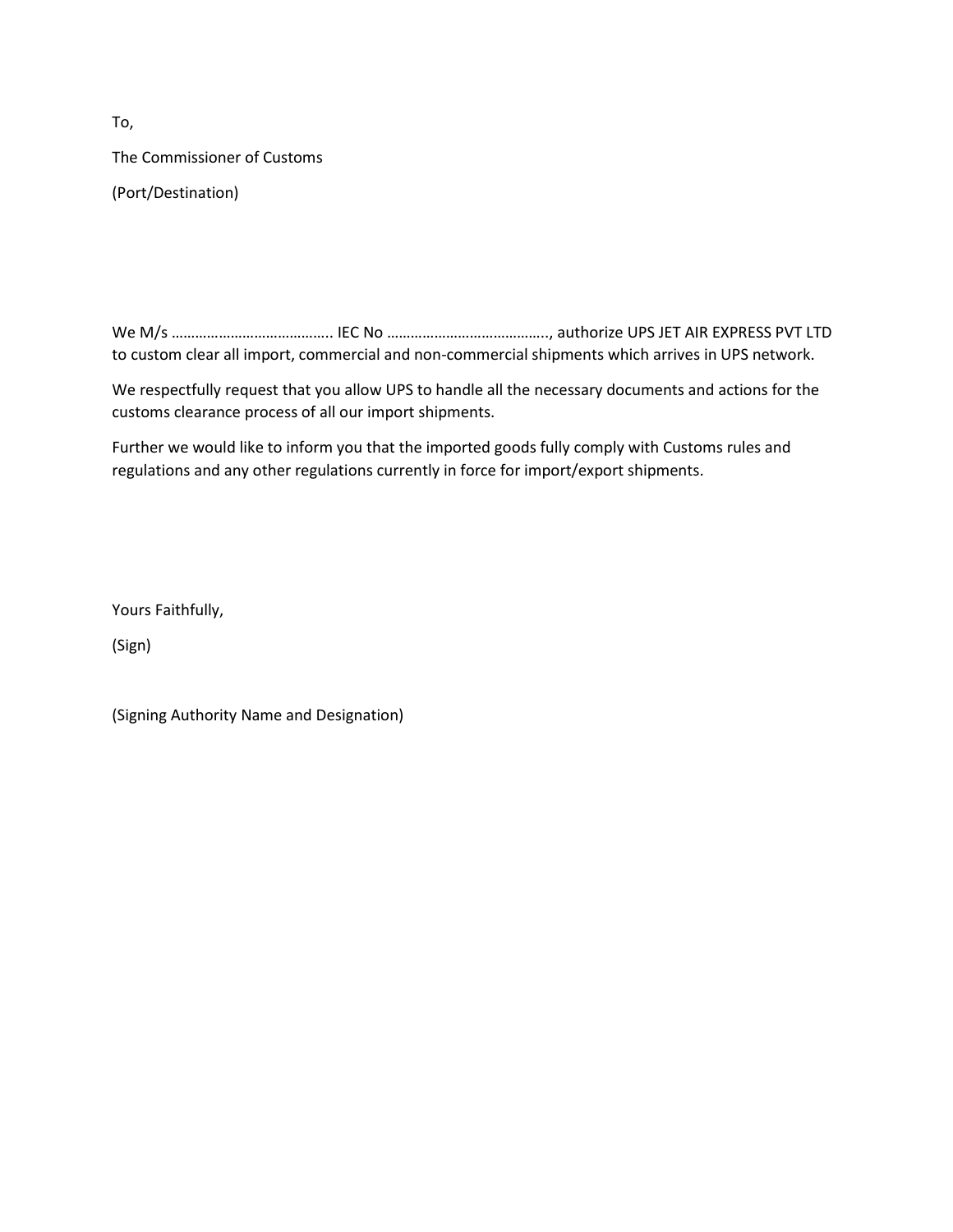To,

The Commissioner of Customs

(Port/Destination)

We M/s ………………………………….. IEC No ………………………………….., authorize UPS JET AIR EXPRESS PVT LTD to custom clear all import, commercial and non-commercial shipments which arrives in UPS network.

We respectfully request that you allow UPS to handle all the necessary documents and actions for the customs clearance process of all our import shipments.

Further we would like to inform you that the imported goods fully comply with Customs rules and regulations and any other regulations currently in force for import/export shipments.

Yours Faithfully,

(Sign)

(Signing Authority Name and Designation)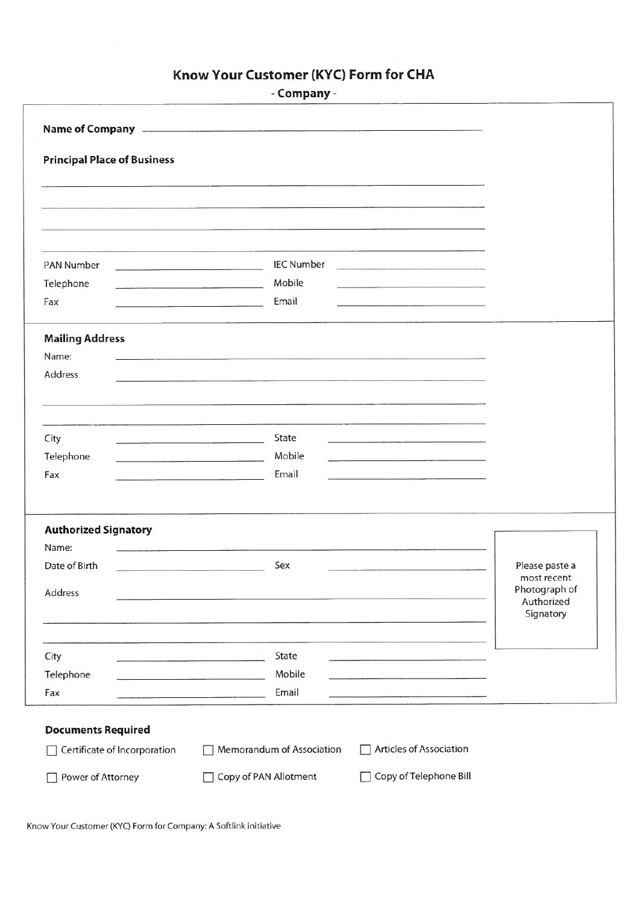# Know Your Customer (KYC) Form for CHA

## - Company -

**Name of Company** ______________________________

**Principal Place of Business**

______________________________

______________________________

______________________________

______________________________

| | | | |
|---|---|---|---|
| PAN Number | ____________ | IEC Number | ____________ |
| Telephone | ____________ | Mobile | ____________ |
| Fax | ____________ | Email | ____________ |

### Mailing Address

Name: ______________________________

Address ______________________________

______________________________

______________________________

| | | | |
|---|---|---|---|
| City | ____________ | State | ____________ |
| Telephone | ____________ | Mobile | ____________ |
| Fax | ____________ | Email | ____________ |

### Authorized Signatory

Please paste a most recent Photograph of Authorized Signatory

Name: ______________________________

| | | | |
|---|---|---|---|
| Date of Birth | ____________ | Sex | ____________ |

Address ______________________________

______________________________

______________________________

| | | | |
|---|---|---|---|
| City | ____________ | State | ____________ |
| Telephone | ____________ | Mobile | ____________ |
| Fax | ____________ | Email | ____________ |

### Documents Required

- ☐ Certificate of Incorporation
- ☐ Memorandum of Association
- ☐ Articles of Association
- ☐ Power of Attorney
- ☐ Copy of PAN Allotment
- ☐ Copy of Telephone Bill

Know Your Customer (KYC) Form for Company: A Softlink initiative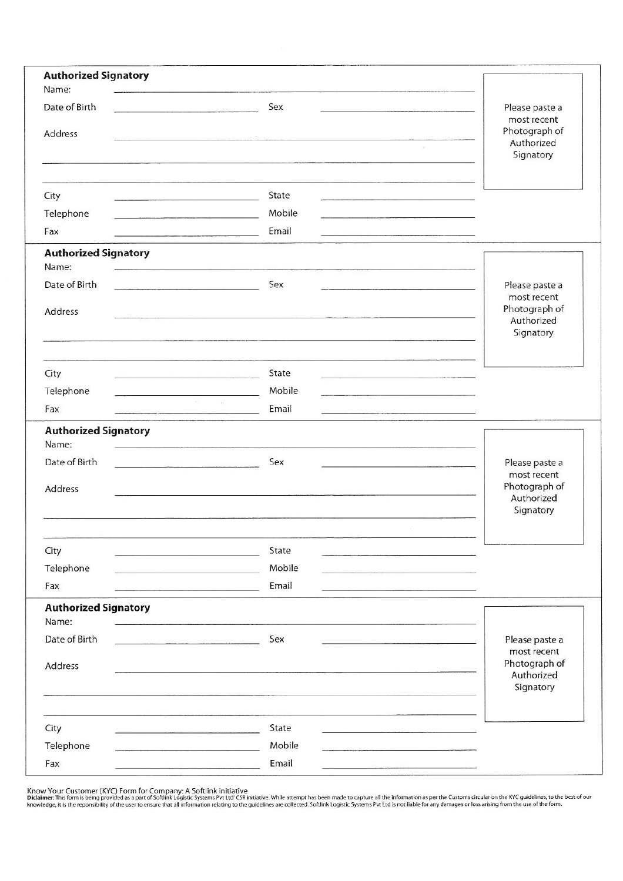## Authorized Signatory

Name:

Date of Birth                Sex

Address

City                State

Telephone                Mobile

Fax                Email

Please paste a most recent Photograph of Authorized Signatory

## Authorized Signatory

Name:

Date of Birth                Sex

Address

City                State

Telephone                Mobile

Fax                Email

Please paste a most recent Photograph of Authorized Signatory

## Authorized Signatory

Name:

Date of Birth                Sex

Address

City                State

Telephone                Mobile

Fax                Email

Please paste a most recent Photograph of Authorized Signatory

## Authorized Signatory

Name:

Date of Birth                Sex

Address

City                State

Telephone                Mobile

Fax                Email

Please paste a most recent Photograph of Authorized Signatory

Know Your Customer (KYC) Form for Company: A Softlink initiative

**Diclaimer:** This form is being provided as a part of Softlink Logistic Systems Pvt Ltd' CSR initiative. While attempt has been made to capture all the information as per the Customs circular on the KYC guidelines, to the best of our knowledge, it is the reponsibility of the user to ensure that all information relating to the guidelines are collected. Softlink Logistic Systems Pvt Ltd is not liable for any damages or loss arising from the use of the form.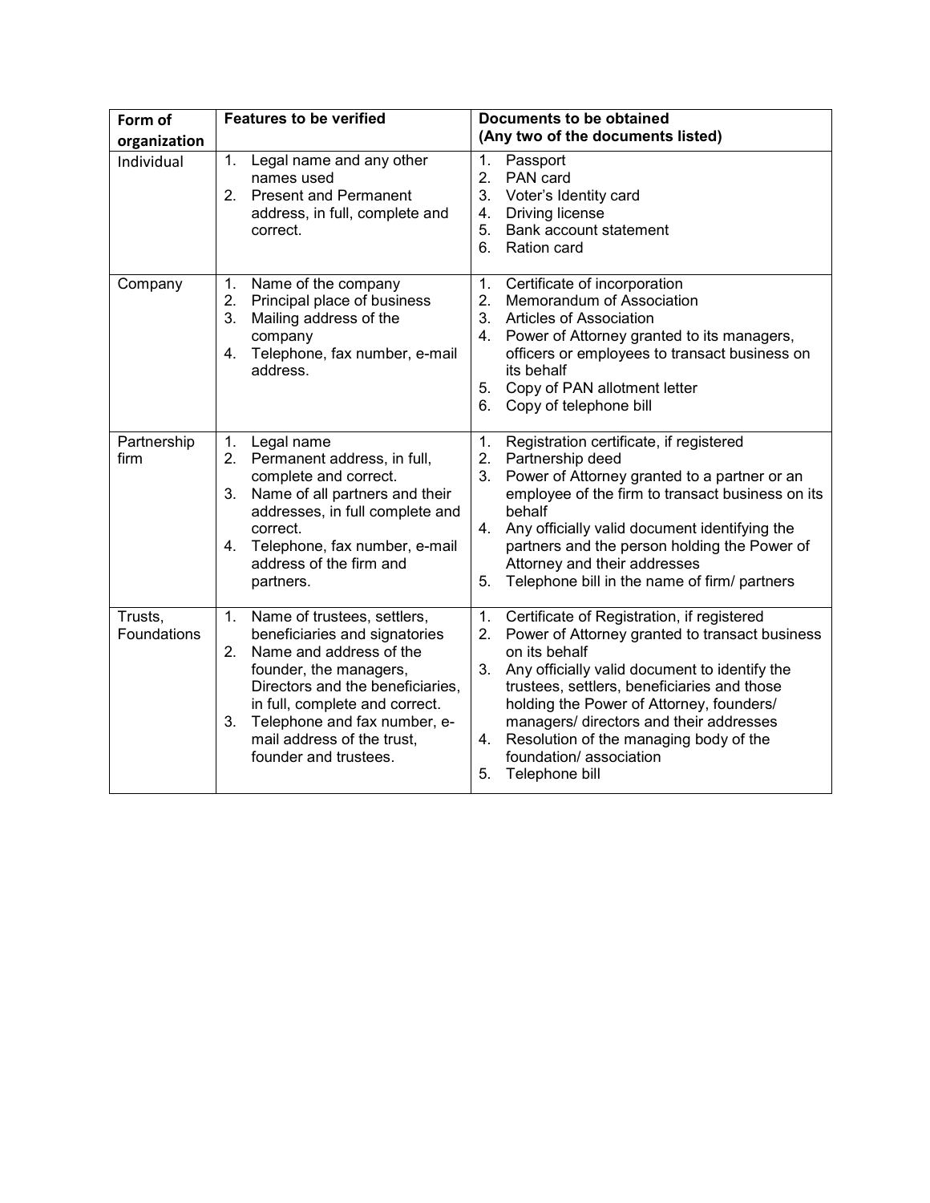| **Form of organization** | **Features to be verified** | **Documents to be obtained (Any two of the documents listed)** |
|---|---|---|
| Individual | 1. Legal name and any other names used<br>2. Present and Permanent address, in full, complete and correct. | 1. Passport<br>2. PAN card<br>3. Voter's Identity card<br>4. Driving license<br>5. Bank account statement<br>6. Ration card |
| Company | 1. Name of the company<br>2. Principal place of business<br>3. Mailing address of the company<br>4. Telephone, fax number, e-mail address. | 1. Certificate of incorporation<br>2. Memorandum of Association<br>3. Articles of Association<br>4. Power of Attorney granted to its managers, officers or employees to transact business on its behalf<br>5. Copy of PAN allotment letter<br>6. Copy of telephone bill |
| Partnership firm | 1. Legal name<br>2. Permanent address, in full, complete and correct.<br>3. Name of all partners and their addresses, in full complete and correct.<br>4. Telephone, fax number, e-mail address of the firm and partners. | 1. Registration certificate, if registered<br>2. Partnership deed<br>3. Power of Attorney granted to a partner or an employee of the firm to transact business on its behalf<br>4. Any officially valid document identifying the partners and the person holding the Power of Attorney and their addresses<br>5. Telephone bill in the name of firm/ partners |
| Trusts, Foundations | 1. Name of trustees, settlers, beneficiaries and signatories<br>2. Name and address of the founder, the managers, Directors and the beneficiaries, in full, complete and correct.<br>3. Telephone and fax number, e-mail address of the trust, founder and trustees. | 1. Certificate of Registration, if registered<br>2. Power of Attorney granted to transact business on its behalf<br>3. Any officially valid document to identify the trustees, settlers, beneficiaries and those holding the Power of Attorney, founders/ managers/ directors and their addresses<br>4. Resolution of the managing body of the foundation/ association<br>5. Telephone bill |